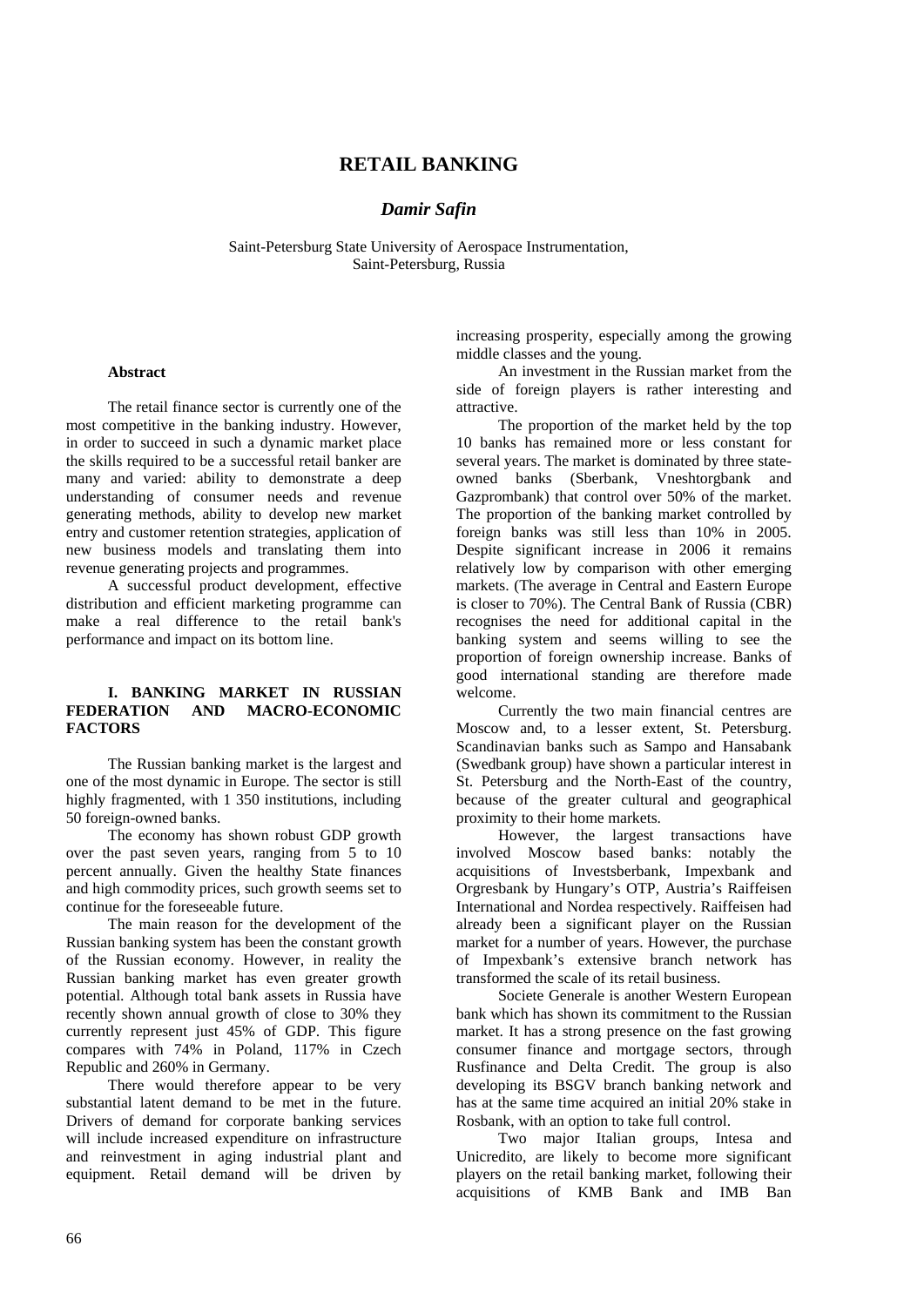# RETAIL BANKING

***Damir Safin***

Saint-Petersburg State University of Aerospace Instrumentation,
Saint-Petersburg, Russia

**Abstract**

The retail finance sector is currently one of the most competitive in the banking industry. However, in order to succeed in such a dynamic market place the skills required to be a successful retail banker are many and varied: ability to demonstrate a deep understanding of consumer needs and revenue generating methods, ability to develop new market entry and customer retention strategies, application of new business models and translating them into revenue generating projects and programmes.

A successful product development, effective distribution and efficient marketing programme can make a real difference to the retail bank's performance and impact on its bottom line.

## I. BANKING MARKET IN RUSSIAN FEDERATION AND MACRO-ECONOMIC FACTORS

The Russian banking market is the largest and one of the most dynamic in Europe. The sector is still highly fragmented, with 1 350 institutions, including 50 foreign-owned banks.

The economy has shown robust GDP growth over the past seven years, ranging from 5 to 10 percent annually. Given the healthy State finances and high commodity prices, such growth seems set to continue for the foreseeable future.

The main reason for the development of the Russian banking system has been the constant growth of the Russian economy. However, in reality the Russian banking market has even greater growth potential. Although total bank assets in Russia have recently shown annual growth of close to 30% they currently represent just 45% of GDP. This figure compares with 74% in Poland, 117% in Czech Republic and 260% in Germany.

There would therefore appear to be very substantial latent demand to be met in the future. Drivers of demand for corporate banking services will include increased expenditure on infrastructure and reinvestment in aging industrial plant and equipment. Retail demand will be driven by increasing prosperity, especially among the growing middle classes and the young.

An investment in the Russian market from the side of foreign players is rather interesting and attractive.

The proportion of the market held by the top 10 banks has remained more or less constant for several years. The market is dominated by three state-owned banks (Sberbank, Vneshtorgbank and Gazprombank) that control over 50% of the market. The proportion of the banking market controlled by foreign banks was still less than 10% in 2005. Despite significant increase in 2006 it remains relatively low by comparison with other emerging markets. (The average in Central and Eastern Europe is closer to 70%). The Central Bank of Russia (CBR) recognises the need for additional capital in the banking system and seems willing to see the proportion of foreign ownership increase. Banks of good international standing are therefore made welcome.

Currently the two main financial centres are Moscow and, to a lesser extent, St. Petersburg. Scandinavian banks such as Sampo and Hansabank (Swedbank group) have shown a particular interest in St. Petersburg and the North-East of the country, because of the greater cultural and geographical proximity to their home markets.

However, the largest transactions have involved Moscow based banks: notably the acquisitions of Investsberbank, Impexbank and Orgresbank by Hungary's OTP, Austria's Raiffeisen International and Nordea respectively. Raiffeisen had already been a significant player on the Russian market for a number of years. However, the purchase of Impexbank's extensive branch network has transformed the scale of its retail business.

Societe Generale is another Western European bank which has shown its commitment to the Russian market. It has a strong presence on the fast growing consumer finance and mortgage sectors, through Rusfinance and Delta Credit. The group is also developing its BSGV branch banking network and has at the same time acquired an initial 20% stake in Rosbank, with an option to take full control.

Two major Italian groups, Intesa and Unicredito, are likely to become more significant players on the retail banking market, following their acquisitions of KMB Bank and IMB Ban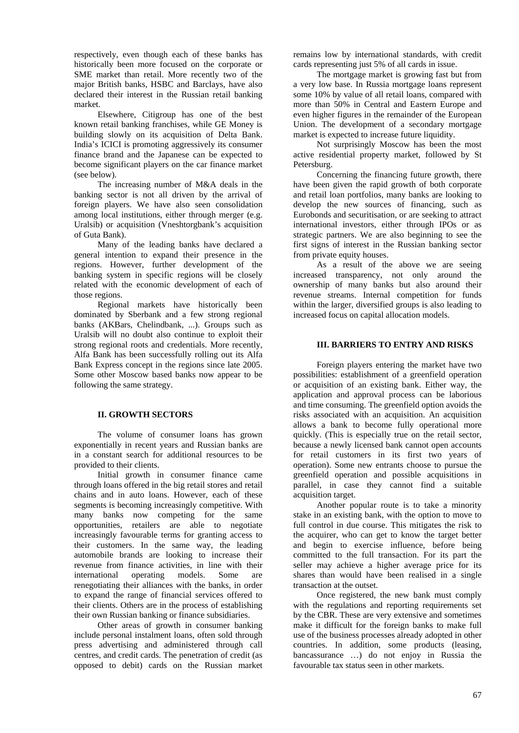respectively, even though each of these banks has historically been more focused on the corporate or SME market than retail. More recently two of the major British banks, HSBC and Barclays, have also declared their interest in the Russian retail banking market.

Elsewhere, Citigroup has one of the best known retail banking franchises, while GE Money is building slowly on its acquisition of Delta Bank. India's ICICI is promoting aggressively its consumer finance brand and the Japanese can be expected to become significant players on the car finance market (see below).

The increasing number of M&A deals in the banking sector is not all driven by the arrival of foreign players. We have also seen consolidation among local institutions, either through merger (e.g. Uralsib) or acquisition (Vneshtorgbank's acquisition of Guta Bank).

Many of the leading banks have declared a general intention to expand their presence in the regions. However, further development of the banking system in specific regions will be closely related with the economic development of each of those regions.

Regional markets have historically been dominated by Sberbank and a few strong regional banks (AKBars, Chelindbank, ...). Groups such as Uralsib will no doubt also continue to exploit their strong regional roots and credentials. More recently, Alfa Bank has been successfully rolling out its Alfa Bank Express concept in the regions since late 2005. Some other Moscow based banks now appear to be following the same strategy.

## II. GROWTH SECTORS

The volume of consumer loans has grown exponentially in recent years and Russian banks are in a constant search for additional resources to be provided to their clients.

Initial growth in consumer finance came through loans offered in the big retail stores and retail chains and in auto loans. However, each of these segments is becoming increasingly competitive. With many banks now competing for the same opportunities, retailers are able to negotiate increasingly favourable terms for granting access to their customers. In the same way, the leading automobile brands are looking to increase their revenue from finance activities, in line with their international operating models. Some are renegotiating their alliances with the banks, in order to expand the range of financial services offered to their clients. Others are in the process of establishing their own Russian banking or finance subsidiaries.

Other areas of growth in consumer banking include personal instalment loans, often sold through press advertising and administered through call centres, and credit cards. The penetration of credit (as opposed to debit) cards on the Russian market remains low by international standards, with credit cards representing just 5% of all cards in issue.

The mortgage market is growing fast but from a very low base. In Russia mortgage loans represent some 10% by value of all retail loans, compared with more than 50% in Central and Eastern Europe and even higher figures in the remainder of the European Union. The development of a secondary mortgage market is expected to increase future liquidity.

Not surprisingly Moscow has been the most active residential property market, followed by St Petersburg.

Concerning the financing future growth, there have been given the rapid growth of both corporate and retail loan portfolios, many banks are looking to develop the new sources of financing, such as Eurobonds and securitisation, or are seeking to attract international investors, either through IPOs or as strategic partners. We are also beginning to see the first signs of interest in the Russian banking sector from private equity houses.

As a result of the above we are seeing increased transparency, not only around the ownership of many banks but also around their revenue streams. Internal competition for funds within the larger, diversified groups is also leading to increased focus on capital allocation models.

## III. BARRIERS TO ENTRY AND RISKS

Foreign players entering the market have two possibilities: establishment of a greenfield operation or acquisition of an existing bank. Either way, the application and approval process can be laborious and time consuming. The greenfield option avoids the risks associated with an acquisition. An acquisition allows a bank to become fully operational more quickly. (This is especially true on the retail sector, because a newly licensed bank cannot open accounts for retail customers in its first two years of operation). Some new entrants choose to pursue the greenfield operation and possible acquisitions in parallel, in case they cannot find a suitable acquisition target.

Another popular route is to take a minority stake in an existing bank, with the option to move to full control in due course. This mitigates the risk to the acquirer, who can get to know the target better and begin to exercise influence, before being committed to the full transaction. For its part the seller may achieve a higher average price for its shares than would have been realised in a single transaction at the outset.

Once registered, the new bank must comply with the regulations and reporting requirements set by the CBR. These are very extensive and sometimes make it difficult for the foreign banks to make full use of the business processes already adopted in other countries. In addition, some products (leasing, bancassurance …) do not enjoy in Russia the favourable tax status seen in other markets.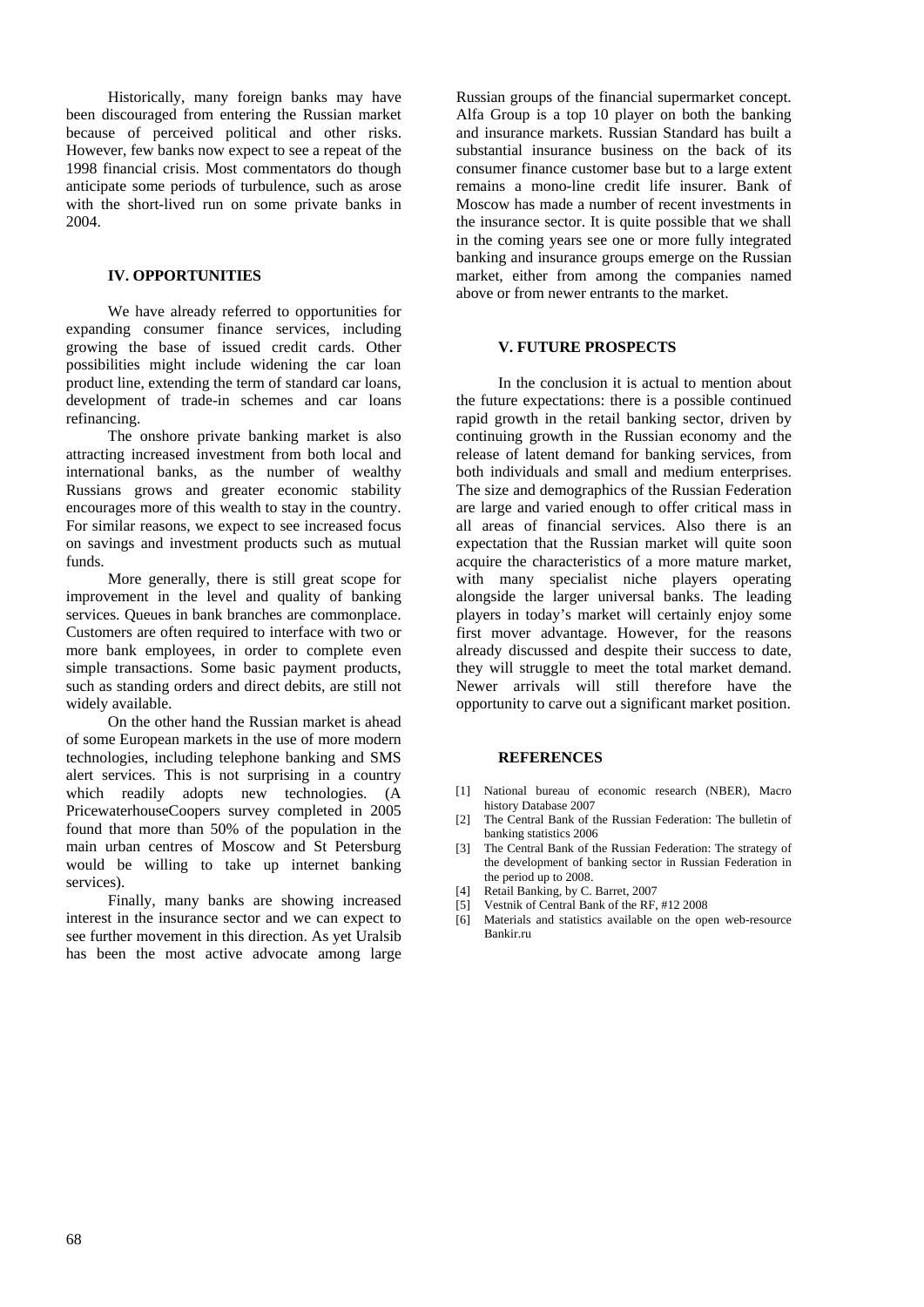Historically, many foreign banks may have been discouraged from entering the Russian market because of perceived political and other risks. However, few banks now expect to see a repeat of the 1998 financial crisis. Most commentators do though anticipate some periods of turbulence, such as arose with the short-lived run on some private banks in 2004.

## IV. OPPORTUNITIES

We have already referred to opportunities for expanding consumer finance services, including growing the base of issued credit cards. Other possibilities might include widening the car loan product line, extending the term of standard car loans, development of trade-in schemes and car loans refinancing.

The onshore private banking market is also attracting increased investment from both local and international banks, as the number of wealthy Russians grows and greater economic stability encourages more of this wealth to stay in the country. For similar reasons, we expect to see increased focus on savings and investment products such as mutual funds.

More generally, there is still great scope for improvement in the level and quality of banking services. Queues in bank branches are commonplace. Customers are often required to interface with two or more bank employees, in order to complete even simple transactions. Some basic payment products, such as standing orders and direct debits, are still not widely available.

On the other hand the Russian market is ahead of some European markets in the use of more modern technologies, including telephone banking and SMS alert services. This is not surprising in a country which readily adopts new technologies. (A PricewaterhouseCoopers survey completed in 2005 found that more than 50% of the population in the main urban centres of Moscow and St Petersburg would be willing to take up internet banking services).

Finally, many banks are showing increased interest in the insurance sector and we can expect to see further movement in this direction. As yet Uralsib has been the most active advocate among large Russian groups of the financial supermarket concept. Alfa Group is a top 10 player on both the banking and insurance markets. Russian Standard has built a substantial insurance business on the back of its consumer finance customer base but to a large extent remains a mono-line credit life insurer. Bank of Moscow has made a number of recent investments in the insurance sector. It is quite possible that we shall in the coming years see one or more fully integrated banking and insurance groups emerge on the Russian market, either from among the companies named above or from newer entrants to the market.

## V. FUTURE PROSPECTS

In the conclusion it is actual to mention about the future expectations: there is a possible continued rapid growth in the retail banking sector, driven by continuing growth in the Russian economy and the release of latent demand for banking services, from both individuals and small and medium enterprises. The size and demographics of the Russian Federation are large and varied enough to offer critical mass in all areas of financial services. Also there is an expectation that the Russian market will quite soon acquire the characteristics of a more mature market, with many specialist niche players operating alongside the larger universal banks. The leading players in today's market will certainly enjoy some first mover advantage. However, for the reasons already discussed and despite their success to date, they will struggle to meet the total market demand. Newer arrivals will still therefore have the opportunity to carve out a significant market position.

## REFERENCES

[1] National bureau of economic research (NBER), Macro history Database 2007

[2] The Central Bank of the Russian Federation: The bulletin of banking statistics 2006

[3] The Central Bank of the Russian Federation: The strategy of the development of banking sector in Russian Federation in the period up to 2008.

[4] Retail Banking, by C. Barret, 2007

[5] Vestnik of Central Bank of the RF, #12 2008

[6] Materials and statistics available on the open web-resource Bankir.ru